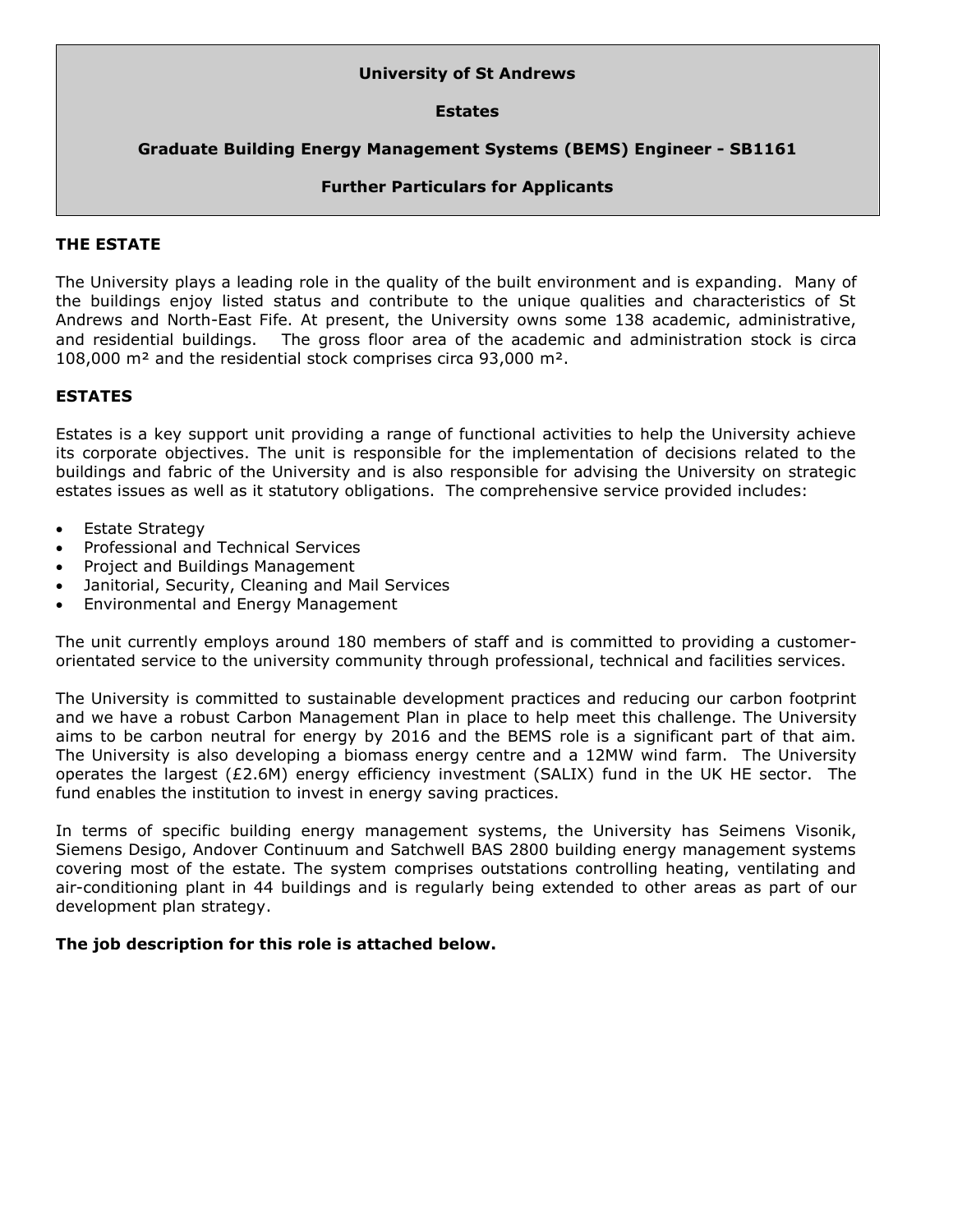**University of St Andrews**

**Estates**

**Graduate Building Energy Management Systems (BEMS) Engineer - SB1161**

**Further Particulars for Applicants**

## THE ESTATE

The University plays a leading role in the quality of the built environment and is expanding. Many of the buildings enjoy listed status and contribute to the unique qualities and characteristics of St Andrews and North-East Fife. At present, the University owns some 138 academic, administrative, and residential buildings. The gross floor area of the academic and administration stock is circa 108,000 m² and the residential stock comprises circa 93,000 m².

## ESTATES

Estates is a key support unit providing a range of functional activities to help the University achieve its corporate objectives. The unit is responsible for the implementation of decisions related to the buildings and fabric of the University and is also responsible for advising the University on strategic estates issues as well as it statutory obligations. The comprehensive service provided includes:

- Estate Strategy
- Professional and Technical Services
- Project and Buildings Management
- Janitorial, Security, Cleaning and Mail Services
- Environmental and Energy Management

The unit currently employs around 180 members of staff and is committed to providing a customer-orientated service to the university community through professional, technical and facilities services.

The University is committed to sustainable development practices and reducing our carbon footprint and we have a robust Carbon Management Plan in place to help meet this challenge. The University aims to be carbon neutral for energy by 2016 and the BEMS role is a significant part of that aim. The University is also developing a biomass energy centre and a 12MW wind farm. The University operates the largest (£2.6M) energy efficiency investment (SALIX) fund in the UK HE sector. The fund enables the institution to invest in energy saving practices.

In terms of specific building energy management systems, the University has Seimens Visonik, Siemens Desigo, Andover Continuum and Satchwell BAS 2800 building energy management systems covering most of the estate. The system comprises outstations controlling heating, ventilating and air-conditioning plant in 44 buildings and is regularly being extended to other areas as part of our development plan strategy.

**The job description for this role is attached below.**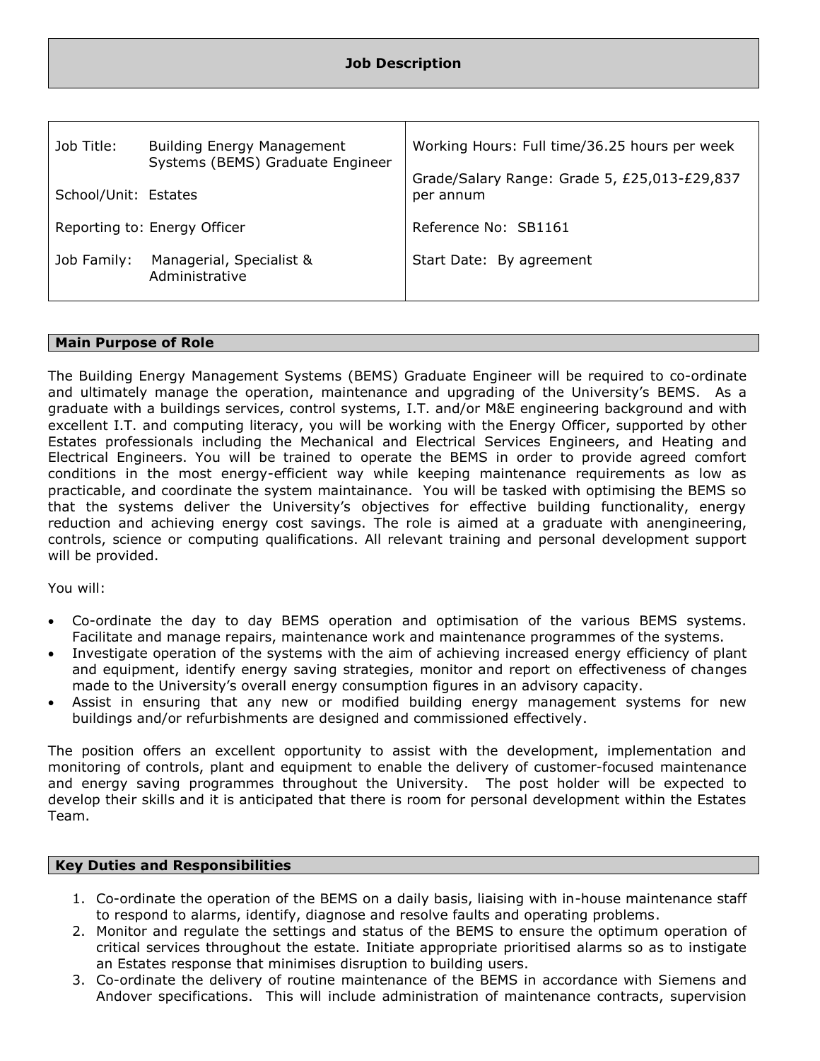## Job Description

| Job Title: Building Energy Management Systems (BEMS) Graduate Engineer | Working Hours: Full time/36.25 hours per week |
|---|---|
| School/Unit: Estates | Grade/Salary Range: Grade 5, £25,013-£29,837 per annum |
| Reporting to: Energy Officer | Reference No: SB1161 |
| Job Family: Managerial, Specialist & Administrative | Start Date: By agreement |

### Main Purpose of Role

The Building Energy Management Systems (BEMS) Graduate Engineer will be required to co-ordinate and ultimately manage the operation, maintenance and upgrading of the University's BEMS. As a graduate with a buildings services, control systems, I.T. and/or M&E engineering background and with excellent I.T. and computing literacy, you will be working with the Energy Officer, supported by other Estates professionals including the Mechanical and Electrical Services Engineers, and Heating and Electrical Engineers. You will be trained to operate the BEMS in order to provide agreed comfort conditions in the most energy-efficient way while keeping maintenance requirements as low as practicable, and coordinate the system maintainance. You will be tasked with optimising the BEMS so that the systems deliver the University's objectives for effective building functionality, energy reduction and achieving energy cost savings. The role is aimed at a graduate with anengineering, controls, science or computing qualifications. All relevant training and personal development support will be provided.

You will:

- Co-ordinate the day to day BEMS operation and optimisation of the various BEMS systems. Facilitate and manage repairs, maintenance work and maintenance programmes of the systems.
- Investigate operation of the systems with the aim of achieving increased energy efficiency of plant and equipment, identify energy saving strategies, monitor and report on effectiveness of changes made to the University's overall energy consumption figures in an advisory capacity.
- Assist in ensuring that any new or modified building energy management systems for new buildings and/or refurbishments are designed and commissioned effectively.

The position offers an excellent opportunity to assist with the development, implementation and monitoring of controls, plant and equipment to enable the delivery of customer-focused maintenance and energy saving programmes throughout the University. The post holder will be expected to develop their skills and it is anticipated that there is room for personal development within the Estates Team.

### Key Duties and Responsibilities

1. Co-ordinate the operation of the BEMS on a daily basis, liaising with in-house maintenance staff to respond to alarms, identify, diagnose and resolve faults and operating problems.
2. Monitor and regulate the settings and status of the BEMS to ensure the optimum operation of critical services throughout the estate. Initiate appropriate prioritised alarms so as to instigate an Estates response that minimises disruption to building users.
3. Co-ordinate the delivery of routine maintenance of the BEMS in accordance with Siemens and Andover specifications. This will include administration of maintenance contracts, supervision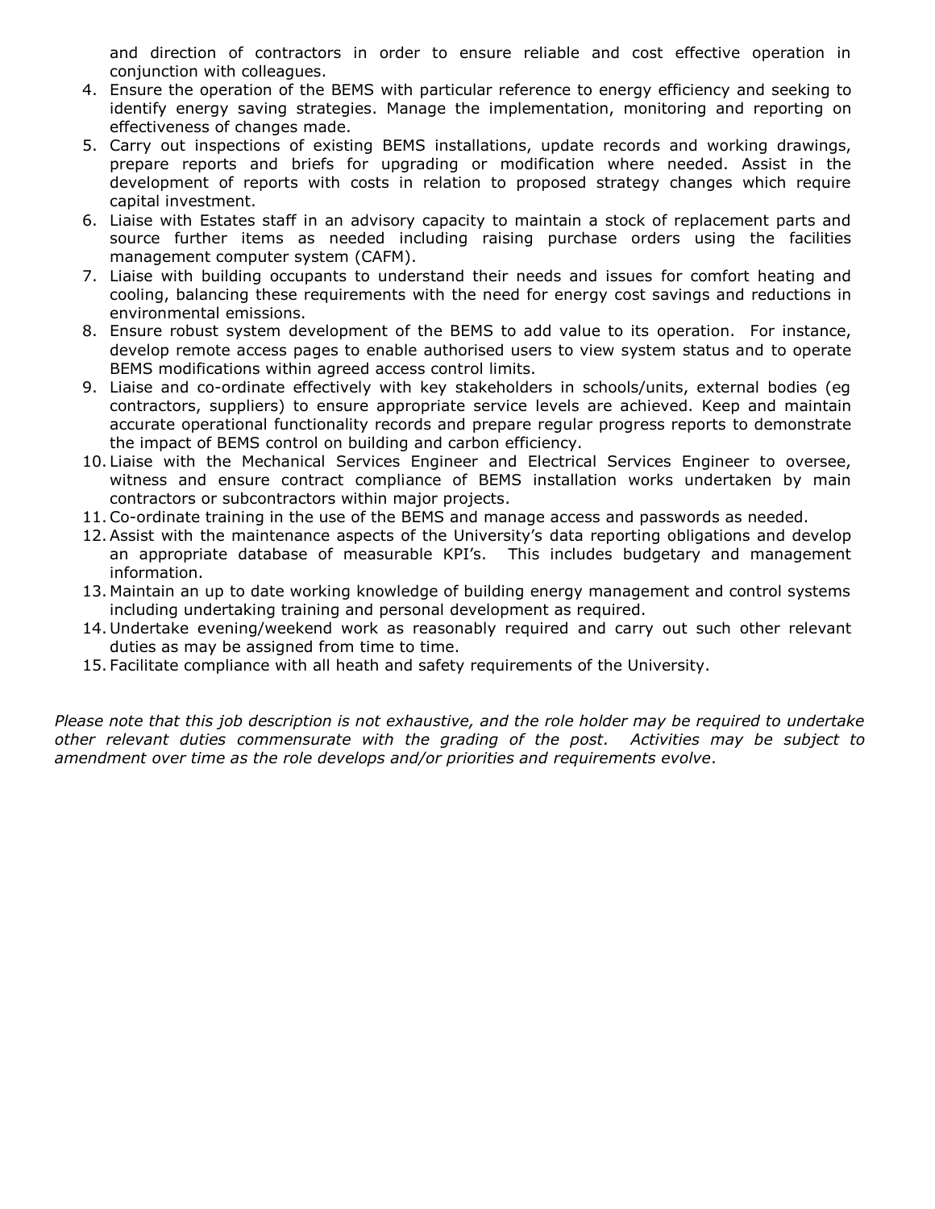and direction of contractors in order to ensure reliable and cost effective operation in conjunction with colleagues.

4. Ensure the operation of the BEMS with particular reference to energy efficiency and seeking to identify energy saving strategies. Manage the implementation, monitoring and reporting on effectiveness of changes made.
5. Carry out inspections of existing BEMS installations, update records and working drawings, prepare reports and briefs for upgrading or modification where needed. Assist in the development of reports with costs in relation to proposed strategy changes which require capital investment.
6. Liaise with Estates staff in an advisory capacity to maintain a stock of replacement parts and source further items as needed including raising purchase orders using the facilities management computer system (CAFM).
7. Liaise with building occupants to understand their needs and issues for comfort heating and cooling, balancing these requirements with the need for energy cost savings and reductions in environmental emissions.
8. Ensure robust system development of the BEMS to add value to its operation. For instance, develop remote access pages to enable authorised users to view system status and to operate BEMS modifications within agreed access control limits.
9. Liaise and co-ordinate effectively with key stakeholders in schools/units, external bodies (eg contractors, suppliers) to ensure appropriate service levels are achieved. Keep and maintain accurate operational functionality records and prepare regular progress reports to demonstrate the impact of BEMS control on building and carbon efficiency.
10. Liaise with the Mechanical Services Engineer and Electrical Services Engineer to oversee, witness and ensure contract compliance of BEMS installation works undertaken by main contractors or subcontractors within major projects.
11. Co-ordinate training in the use of the BEMS and manage access and passwords as needed.
12. Assist with the maintenance aspects of the University's data reporting obligations and develop an appropriate database of measurable KPI's. This includes budgetary and management information.
13. Maintain an up to date working knowledge of building energy management and control systems including undertaking training and personal development as required.
14. Undertake evening/weekend work as reasonably required and carry out such other relevant duties as may be assigned from time to time.
15. Facilitate compliance with all heath and safety requirements of the University.

*Please note that this job description is not exhaustive, and the role holder may be required to undertake other relevant duties commensurate with the grading of the post. Activities may be subject to amendment over time as the role develops and/or priorities and requirements evolve*.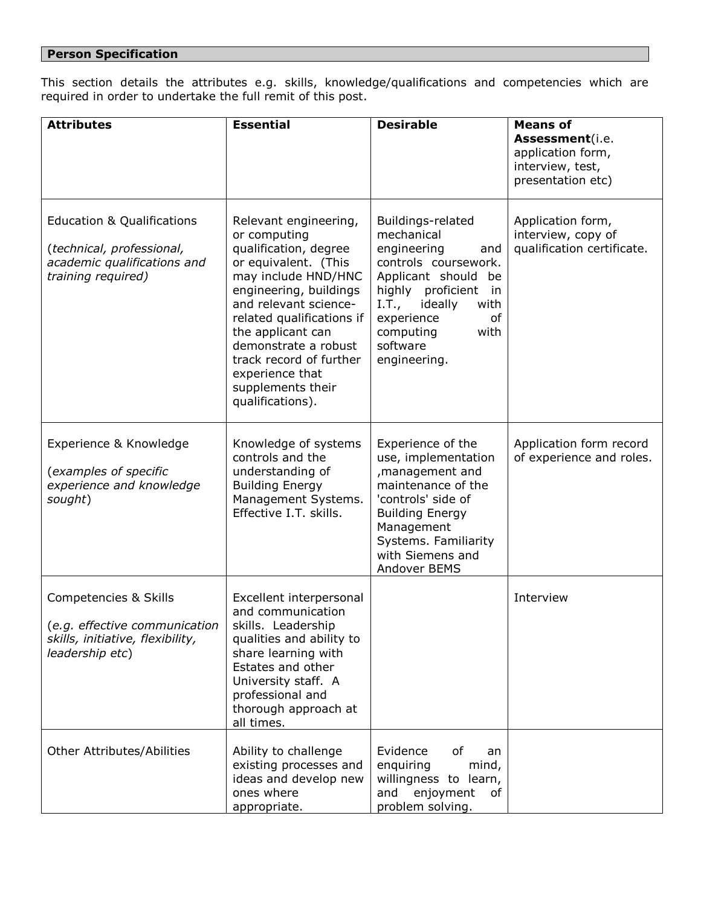## Person Specification

This section details the attributes e.g. skills, knowledge/qualifications and competencies which are required in order to undertake the full remit of this post.

| **Attributes** | **Essential** | **Desirable** | **Means of Assessment**(i.e. application form, interview, test, presentation etc) |
|---|---|---|---|
| Education & Qualifications (*technical, professional, academic qualifications and training required)* | Relevant engineering, or computing qualification, degree or equivalent. (This may include HND/HNC engineering, buildings and relevant science-related qualifications if the applicant can demonstrate a robust track record of further experience that supplements their qualifications). | Buildings-related mechanical engineering and controls coursework. Applicant should be highly proficient in I.T., ideally with experience of computing with software engineering. | Application form, interview, copy of qualification certificate. |
| Experience & Knowledge (*examples of specific experience and knowledge sought*) | Knowledge of systems controls and the understanding of Building Energy Management Systems. Effective I.T. skills. | Experience of the use, implementation ,management and maintenance of the 'controls' side of Building Energy Management Systems. Familiarity with Siemens and Andover BEMS | Application form record of experience and roles. |
| Competencies & Skills (*e.g. effective communication skills, initiative, flexibility, leadership etc*) | Excellent interpersonal and communication skills. Leadership qualities and ability to share learning with Estates and other University staff. A professional and thorough approach at all times. | | Interview |
| Other Attributes/Abilities | Ability to challenge existing processes and ideas and develop new ones where appropriate. | Evidence of an enquiring mind, willingness to learn, and enjoyment of problem solving. | |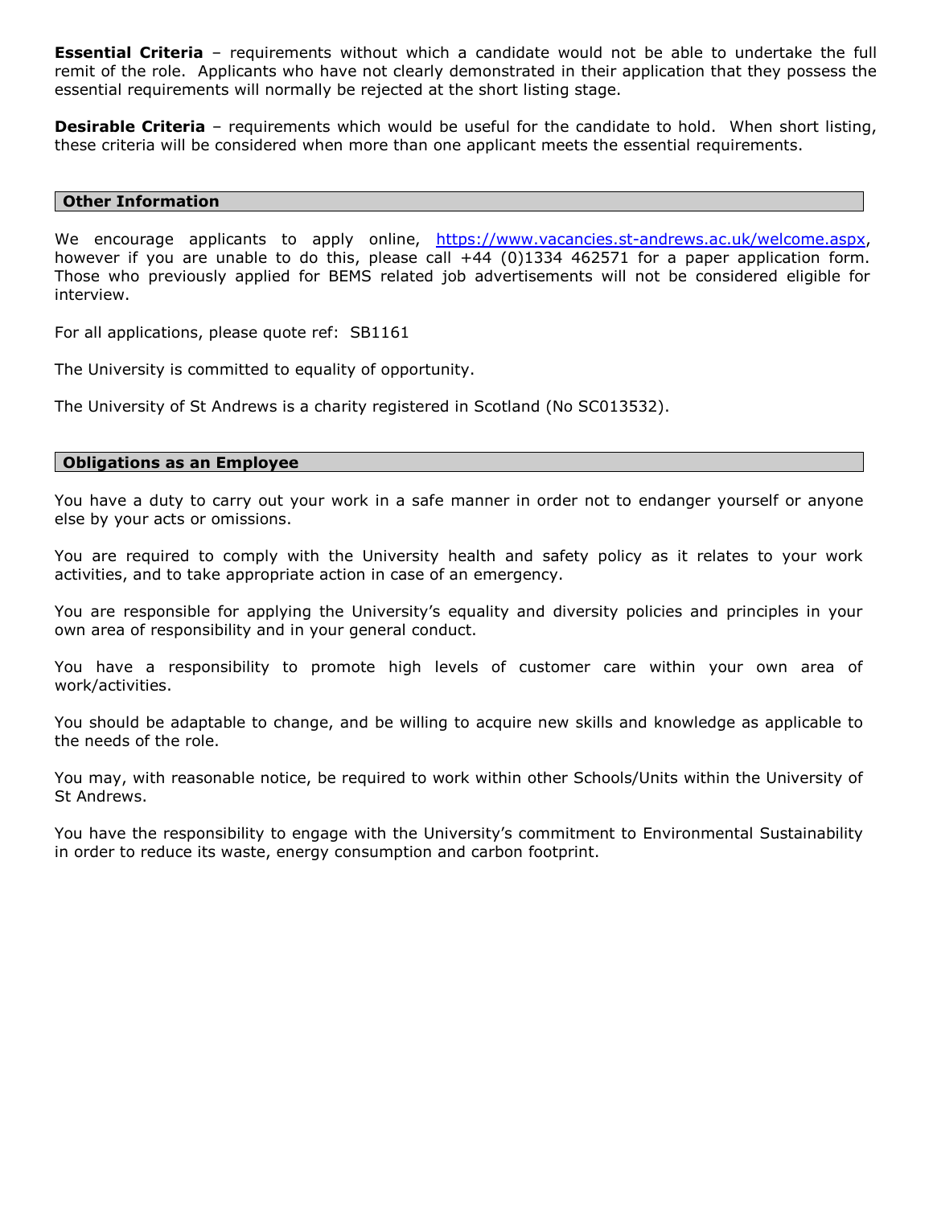**Essential Criteria** – requirements without which a candidate would not be able to undertake the full remit of the role. Applicants who have not clearly demonstrated in their application that they possess the essential requirements will normally be rejected at the short listing stage.

**Desirable Criteria** – requirements which would be useful for the candidate to hold. When short listing, these criteria will be considered when more than one applicant meets the essential requirements.

## Other Information

We encourage applicants to apply online, [https://www.vacancies.st-andrews.ac.uk/welcome.aspx](https://www.vacancies.st-andrews.ac.uk/welcome.aspx), however if you are unable to do this, please call +44 (0)1334 462571 for a paper application form. Those who previously applied for BEMS related job advertisements will not be considered eligible for interview.

For all applications, please quote ref: SB1161

The University is committed to equality of opportunity.

The University of St Andrews is a charity registered in Scotland (No SC013532).

## Obligations as an Employee

You have a duty to carry out your work in a safe manner in order not to endanger yourself or anyone else by your acts or omissions.

You are required to comply with the University health and safety policy as it relates to your work activities, and to take appropriate action in case of an emergency.

You are responsible for applying the University's equality and diversity policies and principles in your own area of responsibility and in your general conduct.

You have a responsibility to promote high levels of customer care within your own area of work/activities.

You should be adaptable to change, and be willing to acquire new skills and knowledge as applicable to the needs of the role.

You may, with reasonable notice, be required to work within other Schools/Units within the University of St Andrews.

You have the responsibility to engage with the University's commitment to Environmental Sustainability in order to reduce its waste, energy consumption and carbon footprint.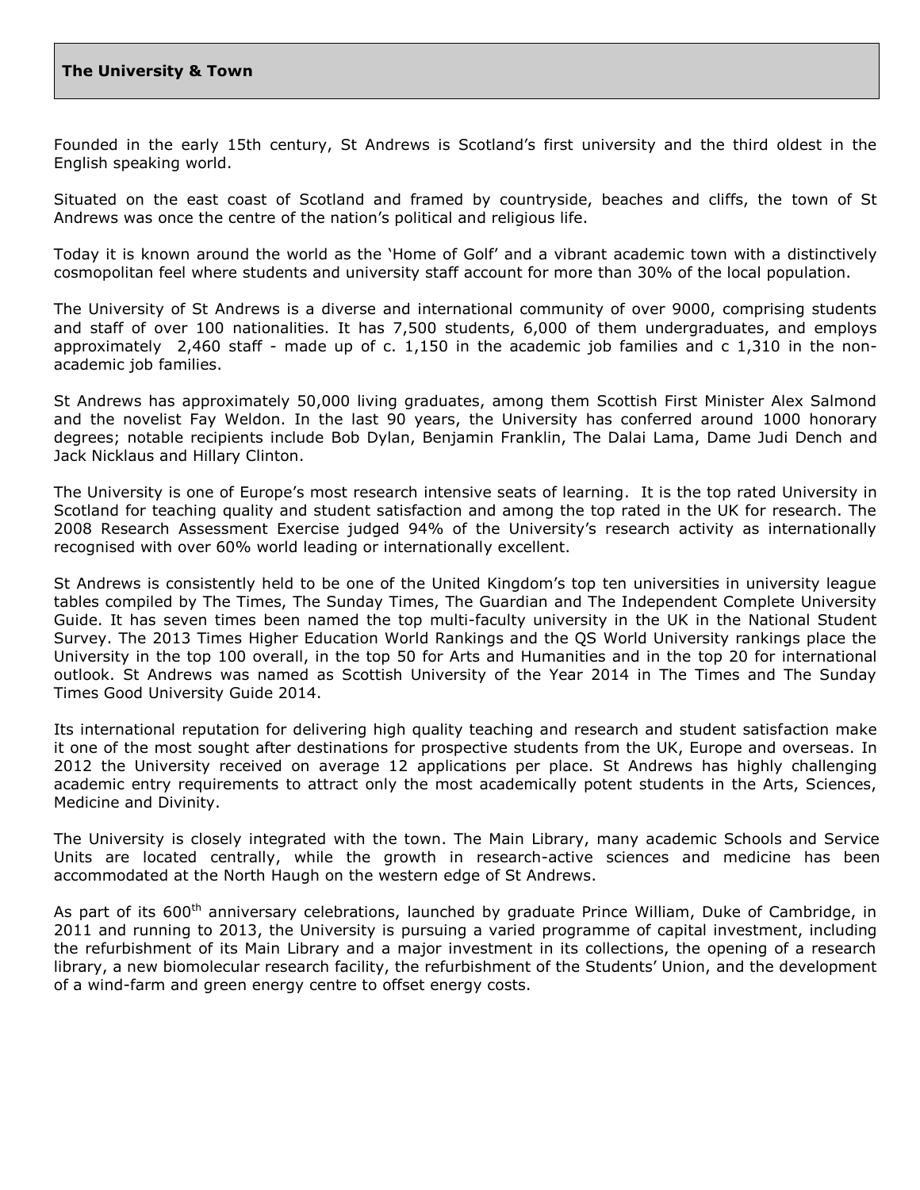## The University & Town

Founded in the early 15th century, St Andrews is Scotland's first university and the third oldest in the English speaking world.

Situated on the east coast of Scotland and framed by countryside, beaches and cliffs, the town of St Andrews was once the centre of the nation's political and religious life.

Today it is known around the world as the 'Home of Golf' and a vibrant academic town with a distinctively cosmopolitan feel where students and university staff account for more than 30% of the local population.

The University of St Andrews is a diverse and international community of over 9000, comprising students and staff of over 100 nationalities. It has 7,500 students, 6,000 of them undergraduates, and employs approximately 2,460 staff - made up of c. 1,150 in the academic job families and c 1,310 in the non-academic job families.

St Andrews has approximately 50,000 living graduates, among them Scottish First Minister Alex Salmond and the novelist Fay Weldon. In the last 90 years, the University has conferred around 1000 honorary degrees; notable recipients include Bob Dylan, Benjamin Franklin, The Dalai Lama, Dame Judi Dench and Jack Nicklaus and Hillary Clinton.

The University is one of Europe's most research intensive seats of learning. It is the top rated University in Scotland for teaching quality and student satisfaction and among the top rated in the UK for research. The 2008 Research Assessment Exercise judged 94% of the University's research activity as internationally recognised with over 60% world leading or internationally excellent.

St Andrews is consistently held to be one of the United Kingdom's top ten universities in university league tables compiled by The Times, The Sunday Times, The Guardian and The Independent Complete University Guide. It has seven times been named the top multi-faculty university in the UK in the National Student Survey. The 2013 Times Higher Education World Rankings and the QS World University rankings place the University in the top 100 overall, in the top 50 for Arts and Humanities and in the top 20 for international outlook. St Andrews was named as Scottish University of the Year 2014 in The Times and The Sunday Times Good University Guide 2014.

Its international reputation for delivering high quality teaching and research and student satisfaction make it one of the most sought after destinations for prospective students from the UK, Europe and overseas. In 2012 the University received on average 12 applications per place. St Andrews has highly challenging academic entry requirements to attract only the most academically potent students in the Arts, Sciences, Medicine and Divinity.

The University is closely integrated with the town. The Main Library, many academic Schools and Service Units are located centrally, while the growth in research-active sciences and medicine has been accommodated at the North Haugh on the western edge of St Andrews.

As part of its 600th anniversary celebrations, launched by graduate Prince William, Duke of Cambridge, in 2011 and running to 2013, the University is pursuing a varied programme of capital investment, including the refurbishment of its Main Library and a major investment in its collections, the opening of a research library, a new biomolecular research facility, the refurbishment of the Students' Union, and the development of a wind-farm and green energy centre to offset energy costs.